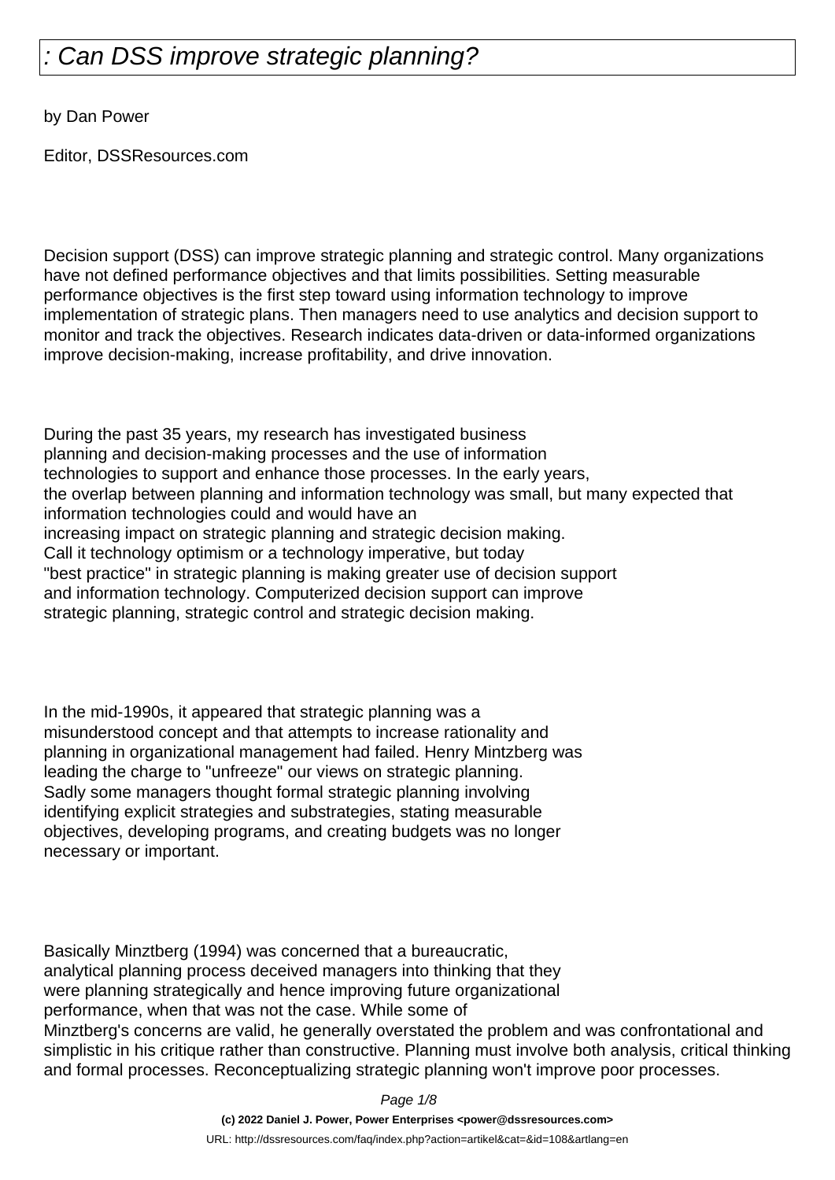# : Can DSS improve strategic planning?

by Dan Power

Editor, DSSResources.com

Decision support (DSS) can improve strategic planning and strategic control. Many organizations have not defined performance objectives and that limits possibilities. Setting measurable performance objectives is the first step toward using information technology to improve implementation of strategic plans. Then managers need to use analytics and decision support to monitor and track the objectives. Research indicates data-driven or data-informed organizations improve decision-making, increase profitability, and drive innovation.

During the past 35 years, my research has investigated business planning and decision-making processes and the use of information technologies to support and enhance those processes. In the early years, the overlap between planning and information technology was small, but many expected that information technologies could and would have an increasing impact on strategic planning and strategic decision making. Call it technology optimism or a technology imperative, but today "best practice" in strategic planning is making greater use of decision support and information technology. Computerized decision support can improve strategic planning, strategic control and strategic decision making.

In the mid-1990s, it appeared that strategic planning was a misunderstood concept and that attempts to increase rationality and planning in organizational management had failed. Henry Mintzberg was leading the charge to "unfreeze" our views on strategic planning. Sadly some managers thought formal strategic planning involving identifying explicit strategies and substrategies, stating measurable objectives, developing programs, and creating budgets was no longer necessary or important.

Basically Minztberg (1994) was concerned that a bureaucratic, analytical planning process deceived managers into thinking that they were planning strategically and hence improving future organizational performance, when that was not the case. While some of Minztberg's concerns are valid, he generally overstated the problem and was confrontational and simplistic in his critique rather than constructive. Planning must involve both analysis, critical thinking and formal processes. Reconceptualizing strategic planning won't improve poor processes.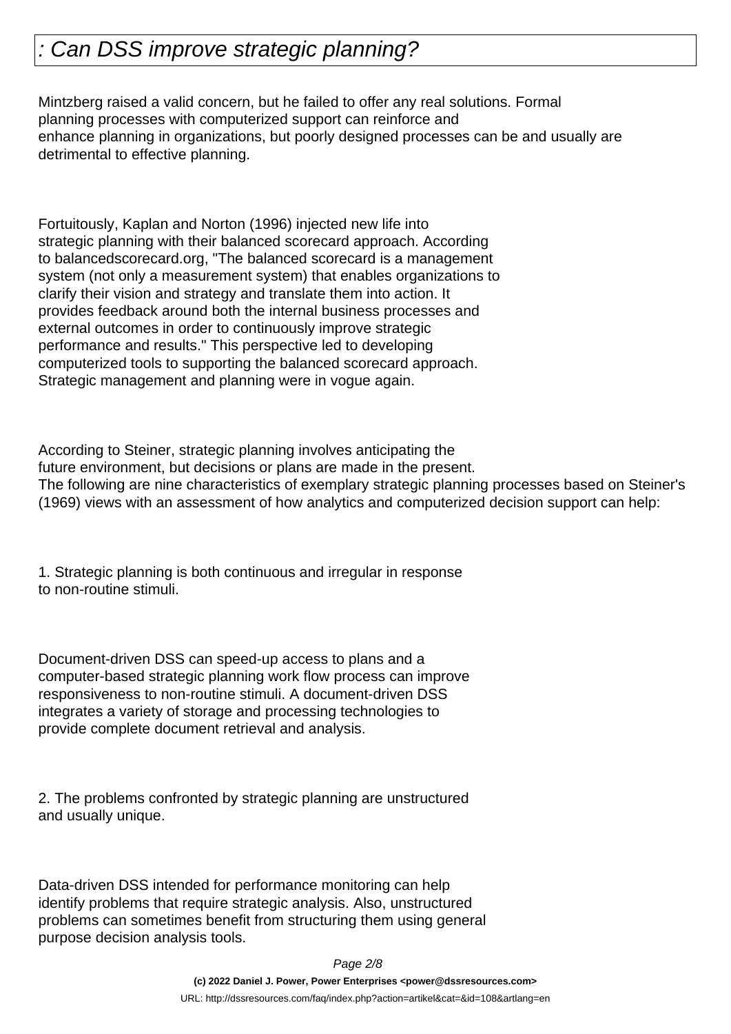# : Can DSS improve strategic planning?

Mintzberg raised a valid concern, but he failed to offer any real solutions. Formal planning processes with computerized support can reinforce and enhance planning in organizations, but poorly designed processes can be and usually are detrimental to effective planning.

Fortuitously, Kaplan and Norton (1996) injected new life into strategic planning with their balanced scorecard approach. According to balancedscorecard.org, "The balanced scorecard is a management system (not only a measurement system) that enables organizations to clarify their vision and strategy and translate them into action. It provides feedback around both the internal business processes and external outcomes in order to continuously improve strategic performance and results." This perspective led to developing computerized tools to supporting the balanced scorecard approach. Strategic management and planning were in vogue again.

According to Steiner, strategic planning involves anticipating the future environment, but decisions or plans are made in the present. The following are nine characteristics of exemplary strategic planning processes based on Steiner's (1969) views with an assessment of how analytics and computerized decision support can help:

1. Strategic planning is both continuous and irregular in response to non-routine stimuli.

Document-driven DSS can speed-up access to plans and a computer-based strategic planning work flow process can improve responsiveness to non-routine stimuli. A document-driven DSS integrates a variety of storage and processing technologies to provide complete document retrieval and analysis.

2. The problems confronted by strategic planning are unstructured and usually unique.

Data-driven DSS intended for performance monitoring can help identify problems that require strategic analysis. Also, unstructured problems can sometimes benefit from structuring them using general purpose decision analysis tools.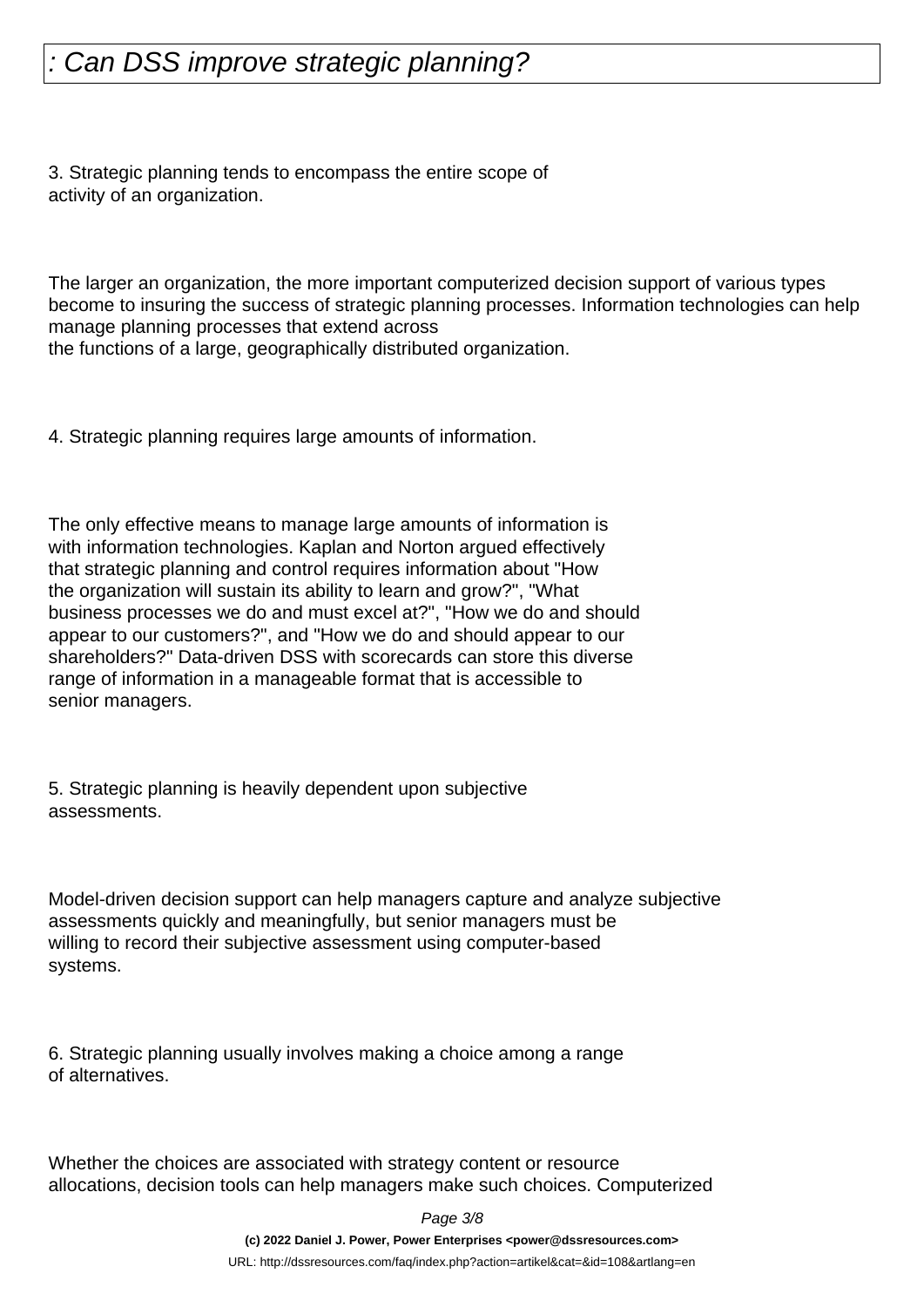3. Strategic planning tends to encompass the entire scope of activity of an organization.

The larger an organization, the more important computerized decision support of various types become to insuring the success of strategic planning processes. Information technologies can help manage planning processes that extend across the functions of a large, geographically distributed organization.

4. Strategic planning requires large amounts of information.

The only effective means to manage large amounts of information is with information technologies. Kaplan and Norton argued effectively that strategic planning and control requires information about "How the organization will sustain its ability to learn and grow?", "What business processes we do and must excel at?", "How we do and should appear to our customers?", and "How we do and should appear to our shareholders?" Data-driven DSS with scorecards can store this diverse range of information in a manageable format that is accessible to senior managers.

5. Strategic planning is heavily dependent upon subjective assessments.

Model-driven decision support can help managers capture and analyze subjective assessments quickly and meaningfully, but senior managers must be willing to record their subjective assessment using computer-based systems.

6. Strategic planning usually involves making a choice among a range of alternatives.

Whether the choices are associated with strategy content or resource allocations, decision tools can help managers make such choices. Computerized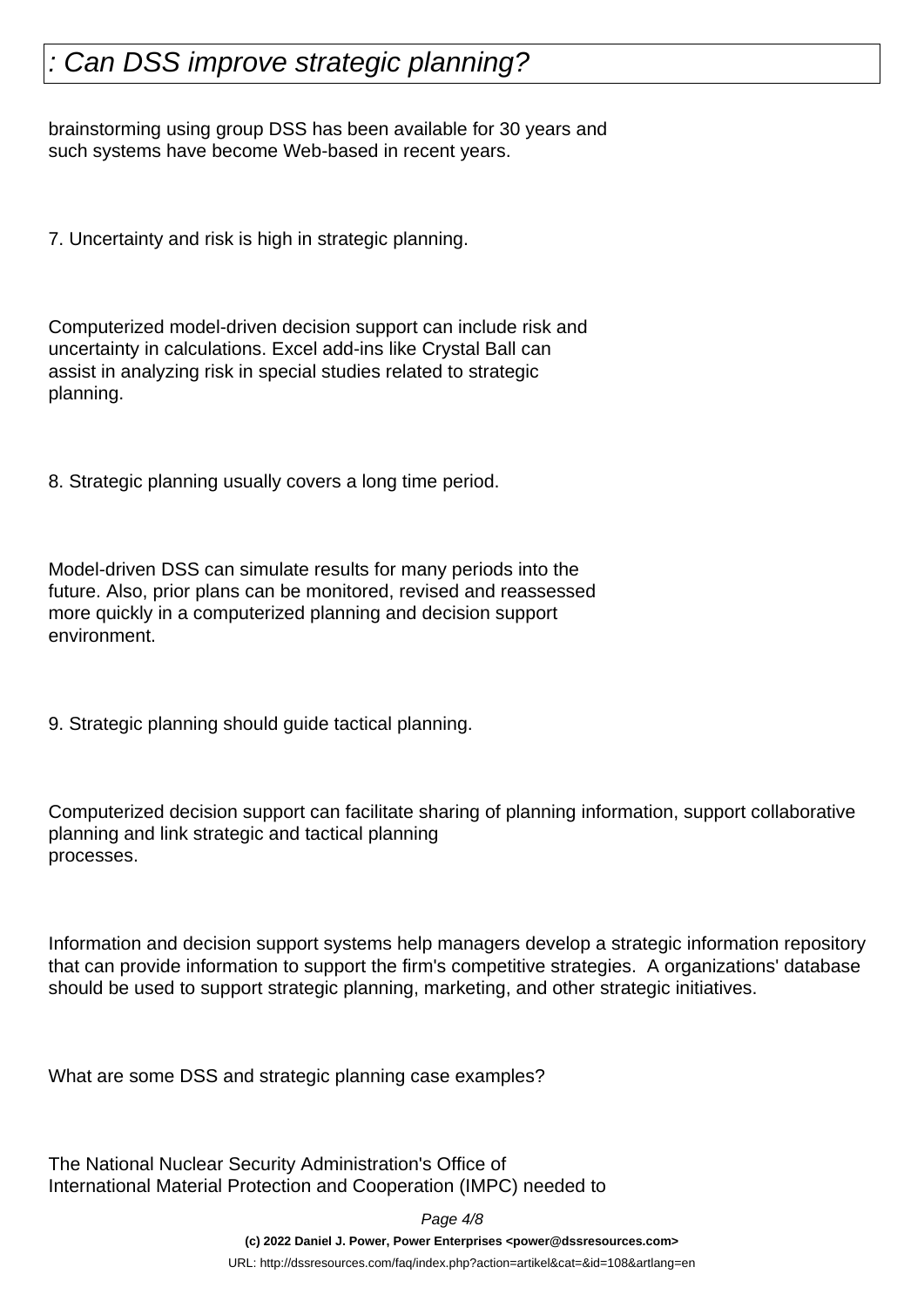brainstorming using group DSS has been available for 30 years and such systems have become Web-based in recent years.

7. Uncertainty and risk is high in strategic planning.

Computerized model-driven decision support can include risk and uncertainty in calculations. Excel add-ins like Crystal Ball can assist in analyzing risk in special studies related to strategic planning.

8. Strategic planning usually covers a long time period.

Model-driven DSS can simulate results for many periods into the future. Also, prior plans can be monitored, revised and reassessed more quickly in a computerized planning and decision support environment.

9. Strategic planning should guide tactical planning.

Computerized decision support can facilitate sharing of planning information, support collaborative planning and link strategic and tactical planning processes.

Information and decision support systems help managers develop a strategic information repository that can provide information to support the firm's competitive strategies. A organizations' database should be used to support strategic planning, marketing, and other strategic initiatives.

What are some DSS and strategic planning case examples?

The National Nuclear Security Administration's Office of International Material Protection and Cooperation (IMPC) needed to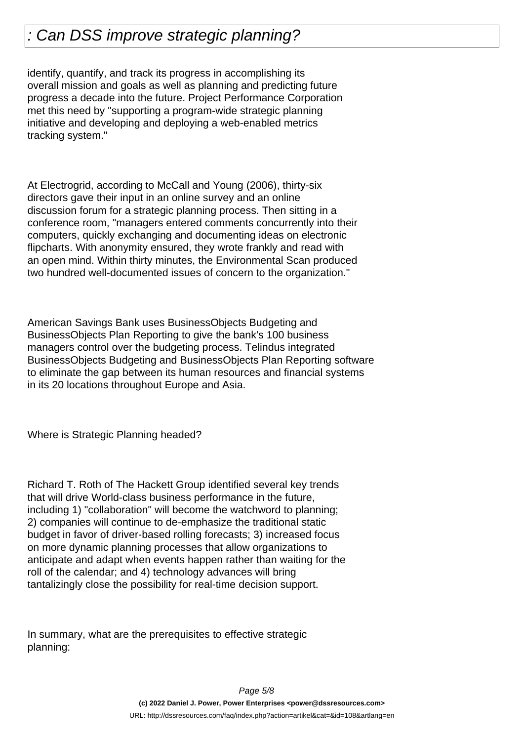identify, quantify, and track its progress in accomplishing its overall mission and goals as well as planning and predicting future progress a decade into the future. Project Performance Corporation met this need by "supporting a program-wide strategic planning initiative and developing and deploying a web-enabled metrics tracking system."

At Electrogrid, according to McCall and Young (2006), thirty-six directors gave their input in an online survey and an online discussion forum for a strategic planning process. Then sitting in a conference room, "managers entered comments concurrently into their computers, quickly exchanging and documenting ideas on electronic flipcharts. With anonymity ensured, they wrote frankly and read with an open mind. Within thirty minutes, the Environmental Scan produced two hundred well-documented issues of concern to the organization."

American Savings Bank uses BusinessObjects Budgeting and BusinessObjects Plan Reporting to give the bank's 100 business managers control over the budgeting process. Telindus integrated BusinessObjects Budgeting and BusinessObjects Plan Reporting software to eliminate the gap between its human resources and financial systems in its 20 locations throughout Europe and Asia.

Where is Strategic Planning headed?

Richard T. Roth of The Hackett Group identified several key trends that will drive World-class business performance in the future, including 1) "collaboration" will become the watchword to planning; 2) companies will continue to de-emphasize the traditional static budget in favor of driver-based rolling forecasts; 3) increased focus on more dynamic planning processes that allow organizations to anticipate and adapt when events happen rather than waiting for the roll of the calendar; and 4) technology advances will bring tantalizingly close the possibility for real-time decision support.

In summary, what are the prerequisites to effective strategic planning: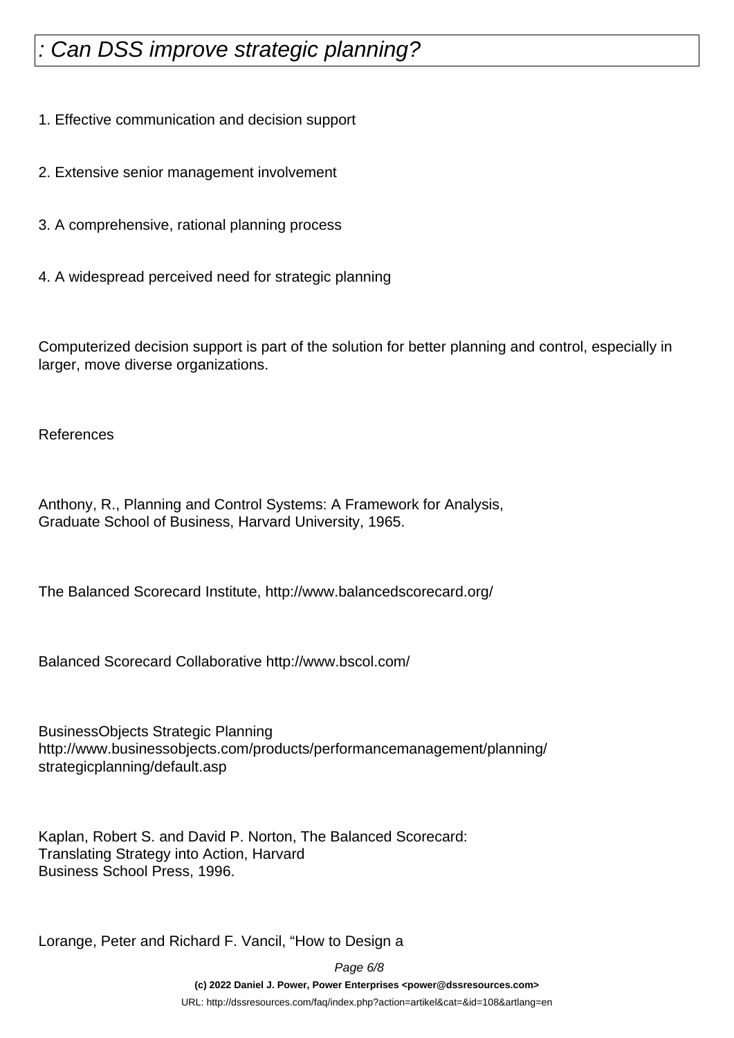1. Effective communication and decision support

2. Extensive senior management involvement

3. A comprehensive, rational planning process

4. A widespread perceived need for strategic planning

Computerized decision support is part of the solution for better planning and control, especially in larger, move diverse organizations.

References

Anthony, R., Planning and Control Systems: A Framework for Analysis,
Graduate School of Business, Harvard University, 1965.

The Balanced Scorecard Institute, http://www.balancedscorecard.org/

Balanced Scorecard Collaborative http://www.bscol.com/

BusinessObjects Strategic Planning
http://www.businessobjects.com/products/performancemanagement/planning/
strategicplanning/default.asp

Kaplan, Robert S. and David P. Norton, The Balanced Scorecard:
Translating Strategy into Action, Harvard
Business School Press, 1996.

Lorange, Peter and Richard F. Vancil, "How to Design a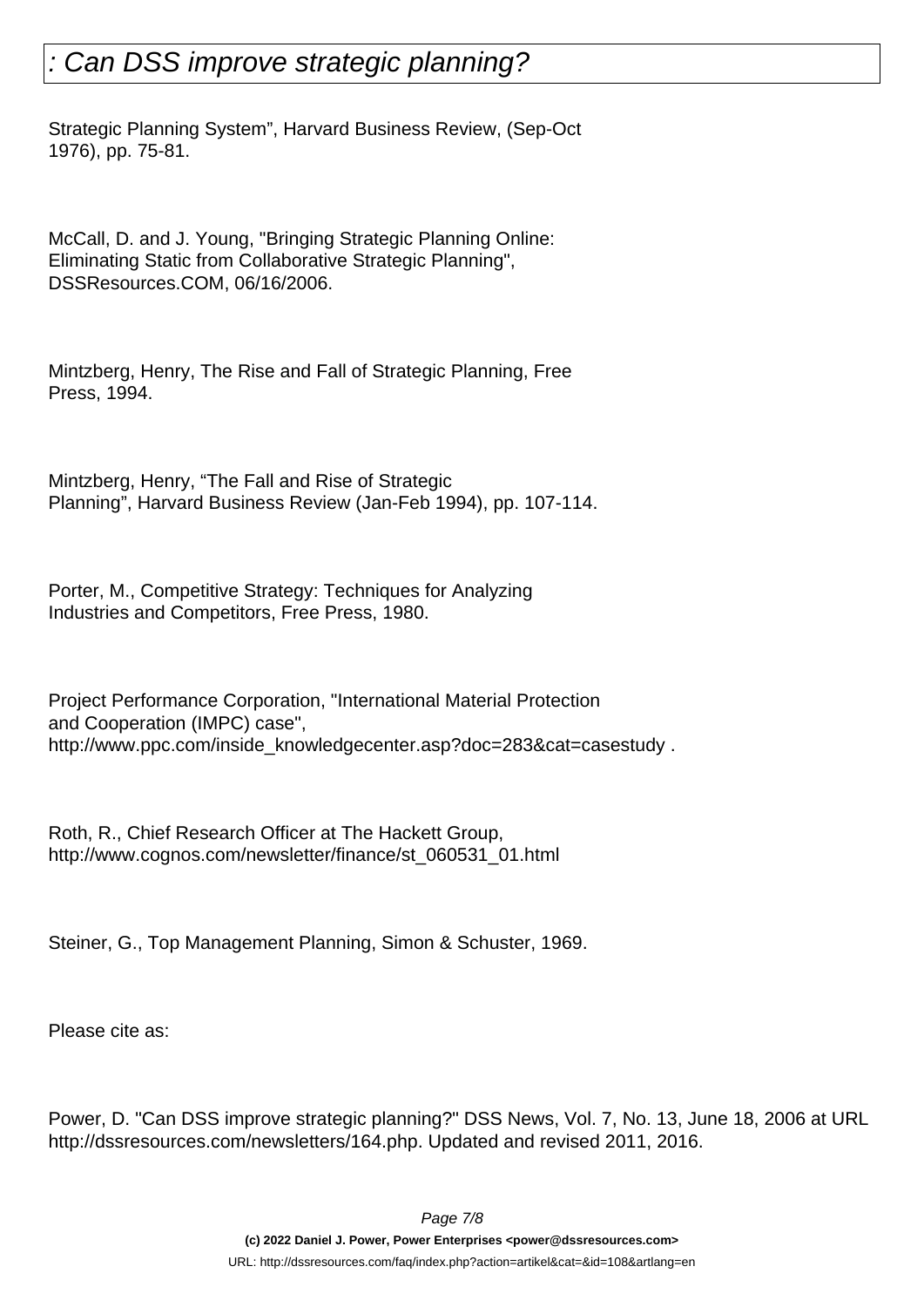Strategic Planning System", Harvard Business Review, (Sep-Oct 1976), pp. 75-81.

McCall, D. and J. Young, "Bringing Strategic Planning Online: Eliminating Static from Collaborative Strategic Planning", DSSResources.COM, 06/16/2006.

Mintzberg, Henry, The Rise and Fall of Strategic Planning, Free Press, 1994.

Mintzberg, Henry, "The Fall and Rise of Strategic Planning", Harvard Business Review (Jan-Feb 1994), pp. 107-114.

Porter, M., Competitive Strategy: Techniques for Analyzing Industries and Competitors, Free Press, 1980.

Project Performance Corporation, "International Material Protection and Cooperation (IMPC) case", http://www.ppc.com/inside_knowledgecenter.asp?doc=283&cat=casestudy .

Roth, R., Chief Research Officer at The Hackett Group, http://www.cognos.com/newsletter/finance/st_060531_01.html

Steiner, G., Top Management Planning, Simon & Schuster, 1969.

Please cite as:

Power, D. "Can DSS improve strategic planning?" DSS News, Vol. 7, No. 13, June 18, 2006 at URL http://dssresources.com/newsletters/164.php. Updated and revised 2011, 2016.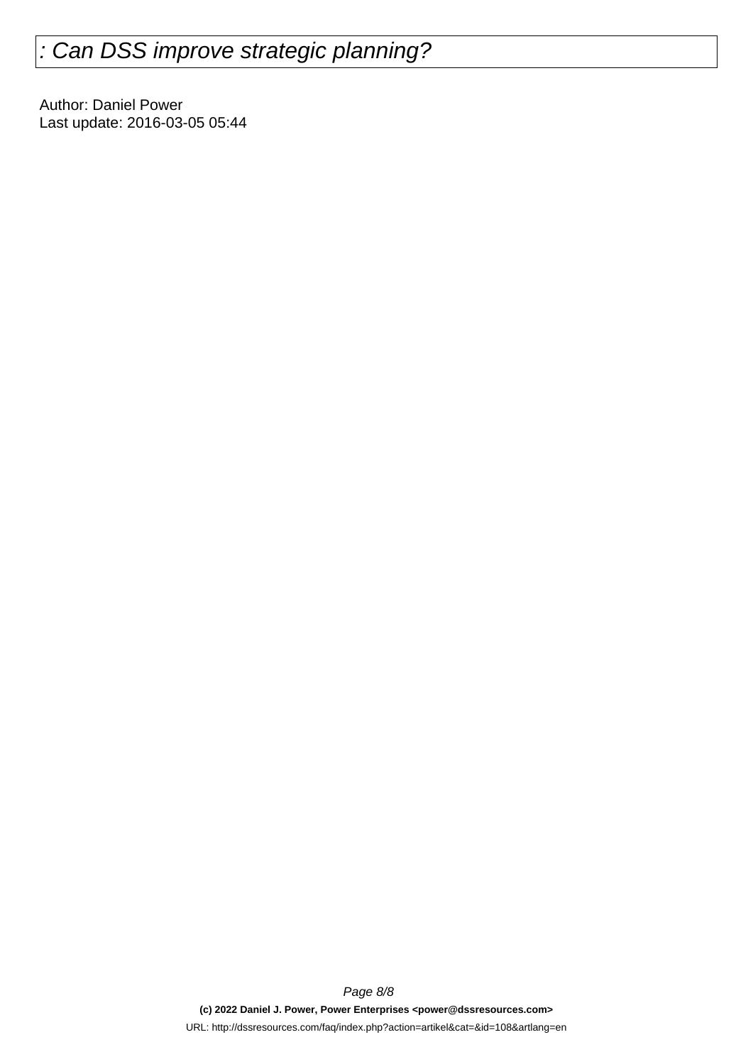# : Can DSS improve strategic planning?

Author: Daniel Power
Last update: 2016-03-05 05:44